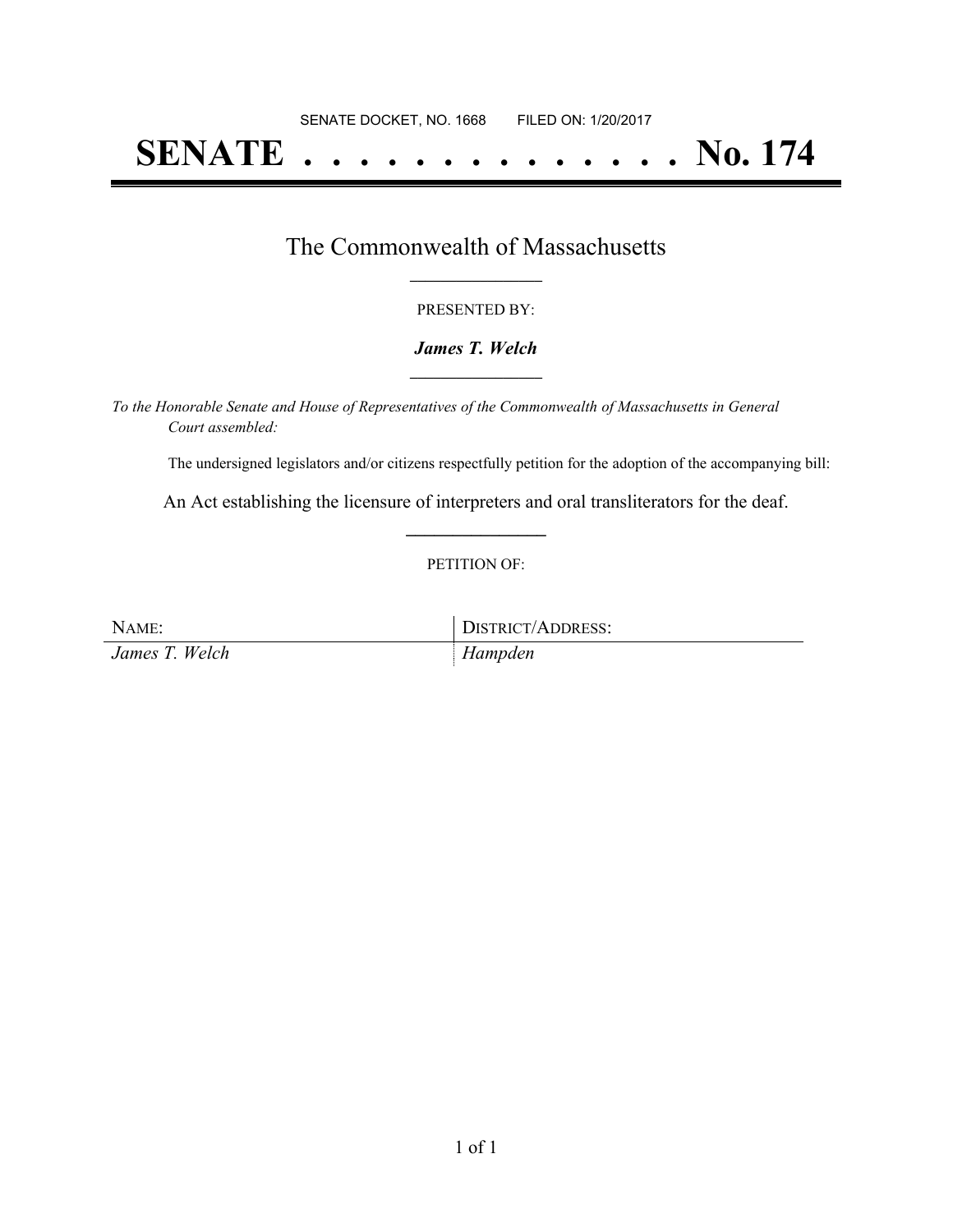SENATE DOCKET, NO. 1668 FILED ON: 1/20/2017

# SENATE . . . . . . . . . . . . . . No. 174

## The Commonwealth of Massachusetts

PRESENTED BY:

***James T. Welch***

*To the Honorable Senate and House of Representatives of the Commonwealth of Massachusetts in General Court assembled:*

The undersigned legislators and/or citizens respectfully petition for the adoption of the accompanying bill:

An Act establishing the licensure of interpreters and oral transliterators for the deaf.

PETITION OF:

| NAME: | DISTRICT/ADDRESS: |
| --- | --- |
| *James T. Welch* | *Hampden* |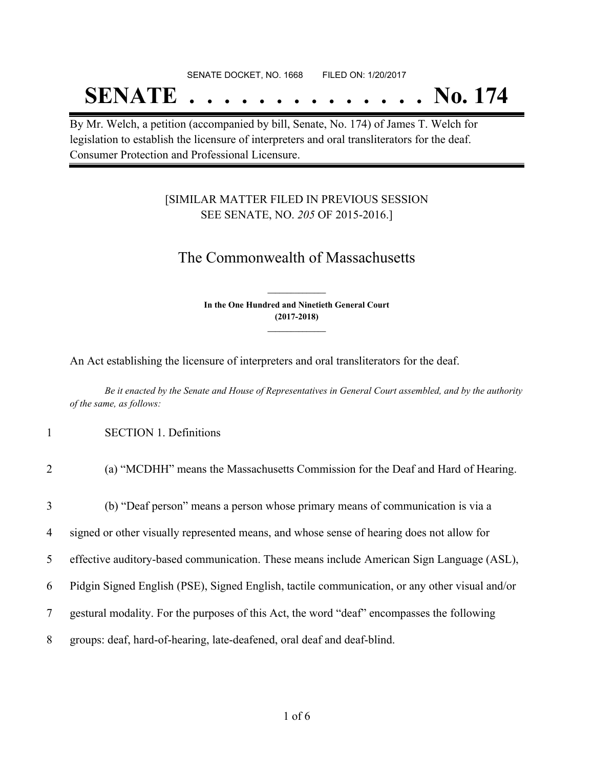SENATE DOCKET, NO. 1668        FILED ON: 1/20/2017

# SENATE . . . . . . . . . . . . . . No. 174

By Mr. Welch, a petition (accompanied by bill, Senate, No. 174) of James T. Welch for legislation to establish the licensure of interpreters and oral transliterators for the deaf. Consumer Protection and Professional Licensure.

[SIMILAR MATTER FILED IN PREVIOUS SESSION SEE SENATE, NO. *205* OF 2015-2016.]

## The Commonwealth of Massachusetts

**In the One Hundred and Ninetieth General Court (2017-2018)**

An Act establishing the licensure of interpreters and oral transliterators for the deaf.

*Be it enacted by the Senate and House of Representatives in General Court assembled, and by the authority of the same, as follows:*

1 SECTION 1. Definitions

2 (a) "MCDHH" means the Massachusetts Commission for the Deaf and Hard of Hearing.

3 (b) "Deaf person" means a person whose primary means of communication is via a
4 signed or other visually represented means, and whose sense of hearing does not allow for
5 effective auditory-based communication. These means include American Sign Language (ASL),
6 Pidgin Signed English (PSE), Signed English, tactile communication, or any other visual and/or
7 gestural modality. For the purposes of this Act, the word "deaf" encompasses the following
8 groups: deaf, hard-of-hearing, late-deafened, oral deaf and deaf-blind.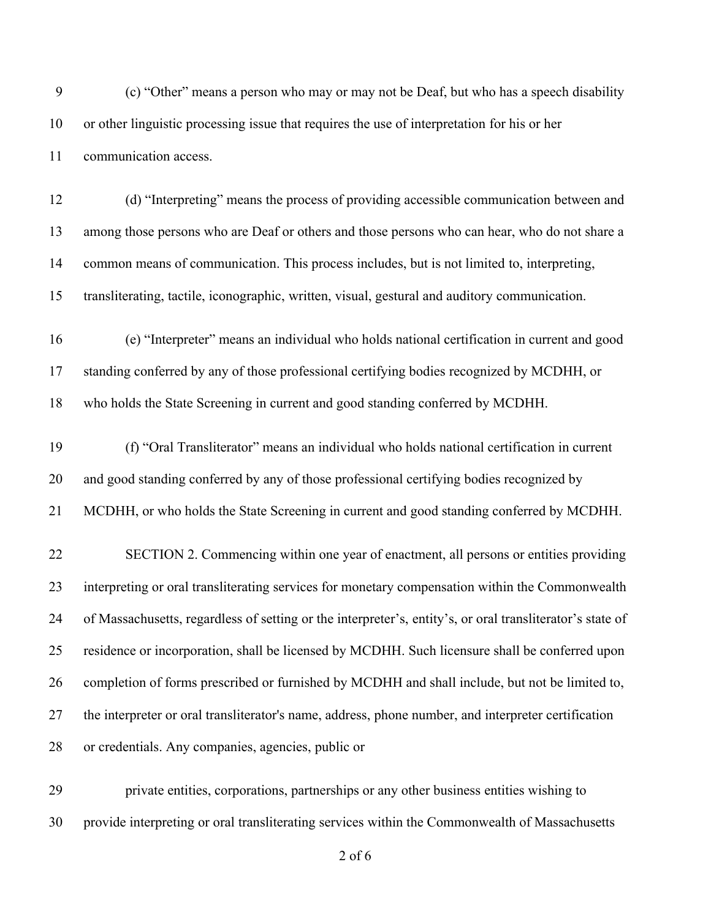(c) “Other” means a person who may or may not be Deaf, but who has a speech disability or other linguistic processing issue that requires the use of interpretation for his or her communication access.

(d) “Interpreting” means the process of providing accessible communication between and among those persons who are Deaf or others and those persons who can hear, who do not share a common means of communication. This process includes, but is not limited to, interpreting, transliterating, tactile, iconographic, written, visual, gestural and auditory communication.

(e) “Interpreter” means an individual who holds national certification in current and good standing conferred by any of those professional certifying bodies recognized by MCDHH, or who holds the State Screening in current and good standing conferred by MCDHH.

(f) “Oral Transliterator” means an individual who holds national certification in current and good standing conferred by any of those professional certifying bodies recognized by MCDHH, or who holds the State Screening in current and good standing conferred by MCDHH.

SECTION 2. Commencing within one year of enactment, all persons or entities providing interpreting or oral transliterating services for monetary compensation within the Commonwealth of Massachusetts, regardless of setting or the interpreter’s, entity’s, or oral transliterator’s state of residence or incorporation, shall be licensed by MCDHH. Such licensure shall be conferred upon completion of forms prescribed or furnished by MCDHH and shall include, but not be limited to, the interpreter or oral transliterator's name, address, phone number, and interpreter certification or credentials. Any companies, agencies, public or

private entities, corporations, partnerships or any other business entities wishing to provide interpreting or oral transliterating services within the Commonwealth of Massachusetts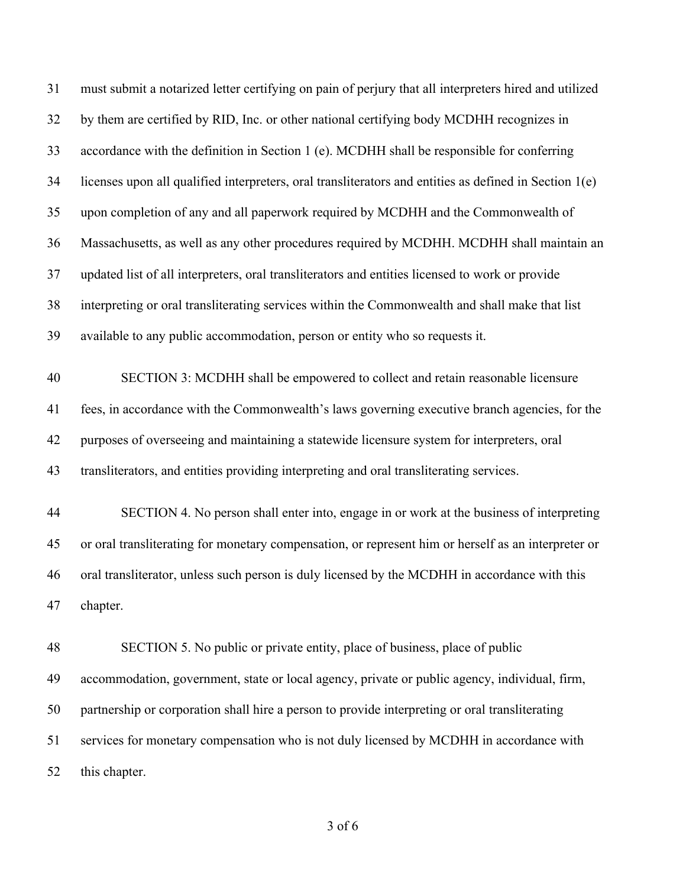must submit a notarized letter certifying on pain of perjury that all interpreters hired and utilized by them are certified by RID, Inc. or other national certifying body MCDHH recognizes in accordance with the definition in Section 1 (e). MCDHH shall be responsible for conferring licenses upon all qualified interpreters, oral transliterators and entities as defined in Section 1(e) upon completion of any and all paperwork required by MCDHH and the Commonwealth of Massachusetts, as well as any other procedures required by MCDHH. MCDHH shall maintain an updated list of all interpreters, oral transliterators and entities licensed to work or provide interpreting or oral transliterating services within the Commonwealth and shall make that list available to any public accommodation, person or entity who so requests it.

SECTION 3: MCDHH shall be empowered to collect and retain reasonable licensure fees, in accordance with the Commonwealth's laws governing executive branch agencies, for the purposes of overseeing and maintaining a statewide licensure system for interpreters, oral transliterators, and entities providing interpreting and oral transliterating services.

SECTION 4. No person shall enter into, engage in or work at the business of interpreting or oral transliterating for monetary compensation, or represent him or herself as an interpreter or oral transliterator, unless such person is duly licensed by the MCDHH in accordance with this chapter.

SECTION 5. No public or private entity, place of business, place of public accommodation, government, state or local agency, private or public agency, individual, firm, partnership or corporation shall hire a person to provide interpreting or oral transliterating services for monetary compensation who is not duly licensed by MCDHH in accordance with this chapter.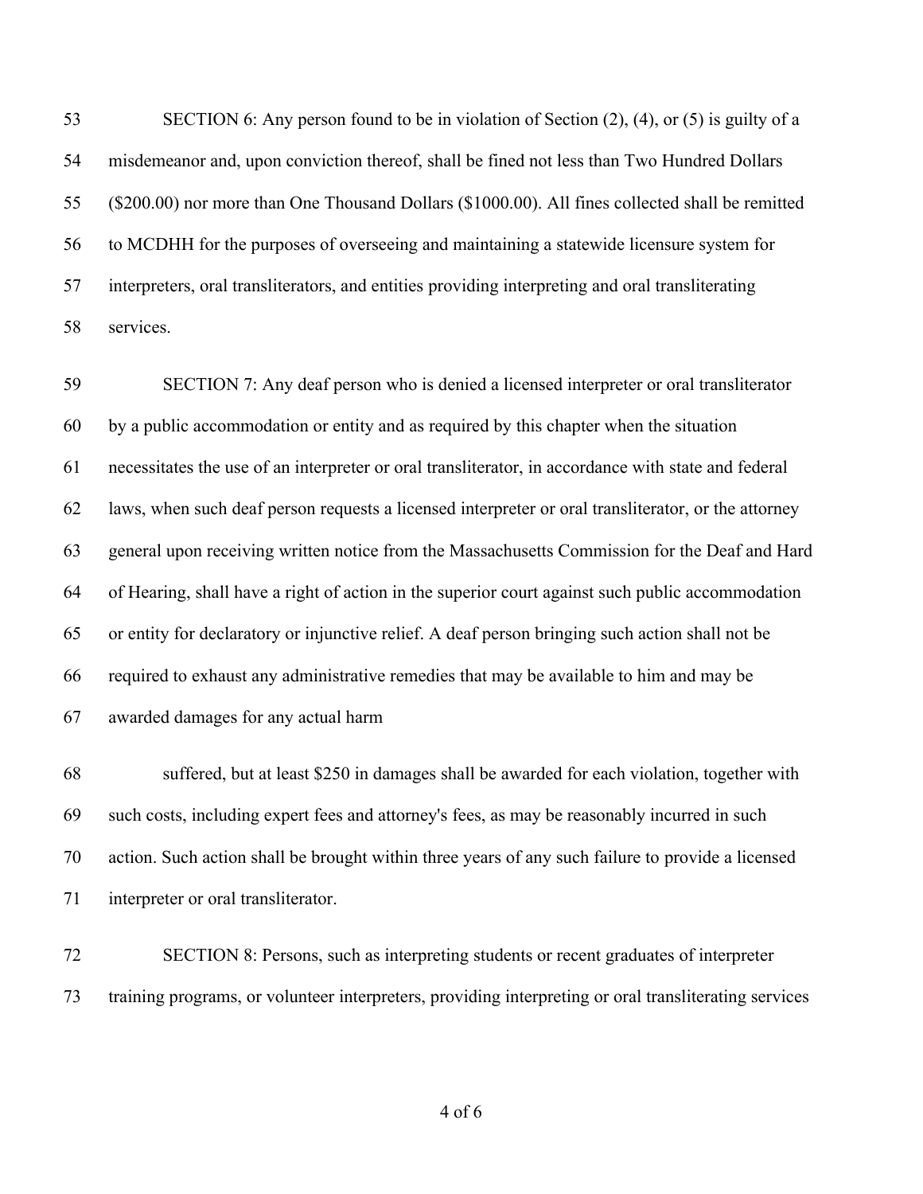SECTION 6: Any person found to be in violation of Section (2), (4), or (5) is guilty of a misdemeanor and, upon conviction thereof, shall be fined not less than Two Hundred Dollars ($200.00) nor more than One Thousand Dollars ($1000.00). All fines collected shall be remitted to MCDHH for the purposes of overseeing and maintaining a statewide licensure system for interpreters, oral transliterators, and entities providing interpreting and oral transliterating services.

SECTION 7: Any deaf person who is denied a licensed interpreter or oral transliterator by a public accommodation or entity and as required by this chapter when the situation necessitates the use of an interpreter or oral transliterator, in accordance with state and federal laws, when such deaf person requests a licensed interpreter or oral transliterator, or the attorney general upon receiving written notice from the Massachusetts Commission for the Deaf and Hard of Hearing, shall have a right of action in the superior court against such public accommodation or entity for declaratory or injunctive relief. A deaf person bringing such action shall not be required to exhaust any administrative remedies that may be available to him and may be awarded damages for any actual harm suffered, but at least $250 in damages shall be awarded for each violation, together with such costs, including expert fees and attorney's fees, as may be reasonably incurred in such action. Such action shall be brought within three years of any such failure to provide a licensed interpreter or oral transliterator.

SECTION 8: Persons, such as interpreting students or recent graduates of interpreter training programs, or volunteer interpreters, providing interpreting or oral transliterating services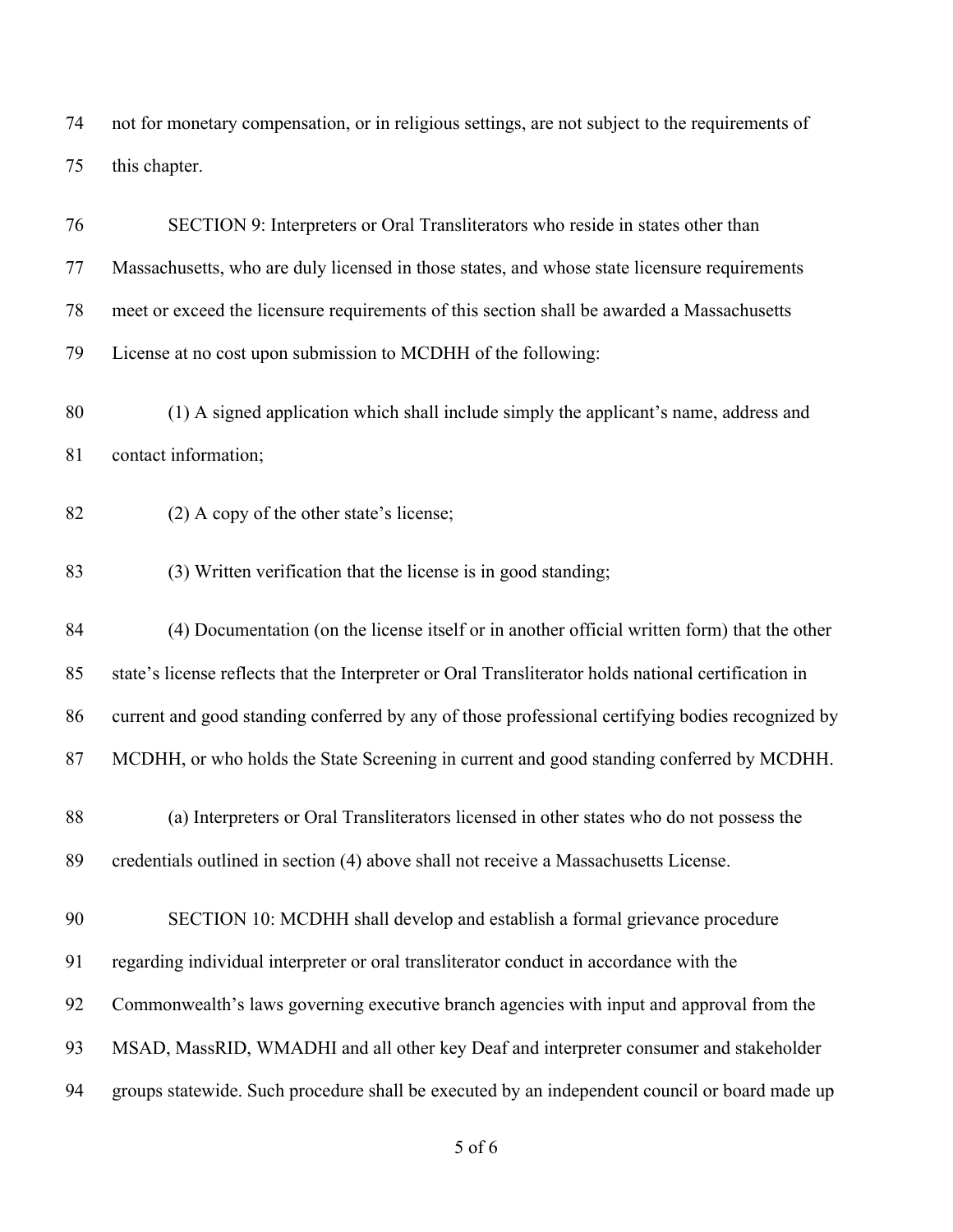not for monetary compensation, or in religious settings, are not subject to the requirements of this chapter.

SECTION 9: Interpreters or Oral Transliterators who reside in states other than Massachusetts, who are duly licensed in those states, and whose state licensure requirements meet or exceed the licensure requirements of this section shall be awarded a Massachusetts License at no cost upon submission to MCDHH of the following:

(1) A signed application which shall include simply the applicant's name, address and contact information;

(2) A copy of the other state's license;

(3) Written verification that the license is in good standing;

(4) Documentation (on the license itself or in another official written form) that the other state's license reflects that the Interpreter or Oral Transliterator holds national certification in current and good standing conferred by any of those professional certifying bodies recognized by MCDHH, or who holds the State Screening in current and good standing conferred by MCDHH.

(a) Interpreters or Oral Transliterators licensed in other states who do not possess the credentials outlined in section (4) above shall not receive a Massachusetts License.

SECTION 10: MCDHH shall develop and establish a formal grievance procedure regarding individual interpreter or oral transliterator conduct in accordance with the Commonwealth's laws governing executive branch agencies with input and approval from the MSAD, MassRID, WMADHI and all other key Deaf and interpreter consumer and stakeholder groups statewide. Such procedure shall be executed by an independent council or board made up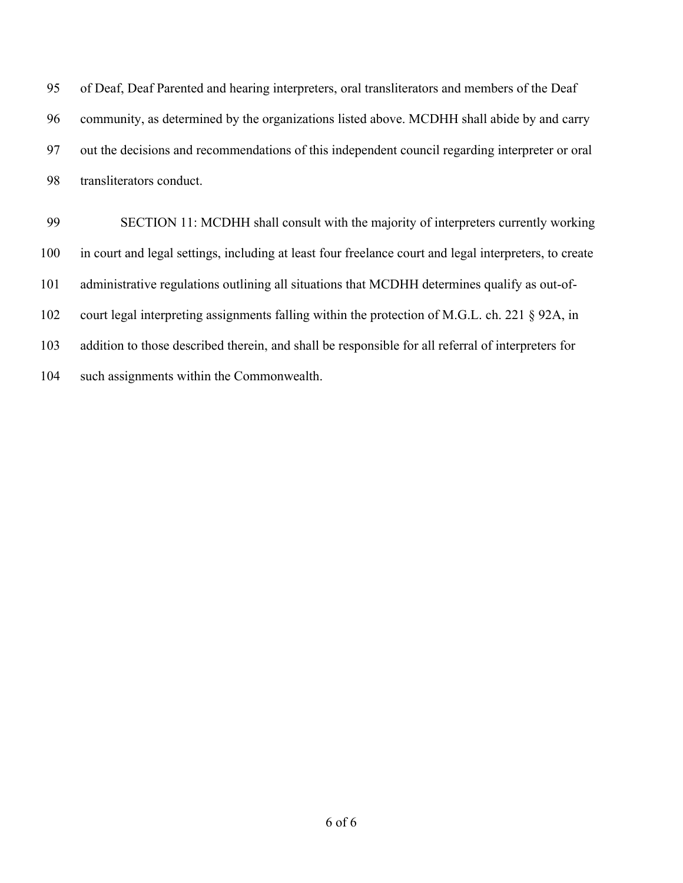of Deaf, Deaf Parented and hearing interpreters, oral transliterators and members of the Deaf community, as determined by the organizations listed above. MCDHH shall abide by and carry out the decisions and recommendations of this independent council regarding interpreter or oral transliterators conduct.

SECTION 11: MCDHH shall consult with the majority of interpreters currently working in court and legal settings, including at least four freelance court and legal interpreters, to create administrative regulations outlining all situations that MCDHH determines qualify as out-of-court legal interpreting assignments falling within the protection of M.G.L. ch. 221 § 92A, in addition to those described therein, and shall be responsible for all referral of interpreters for such assignments within the Commonwealth.